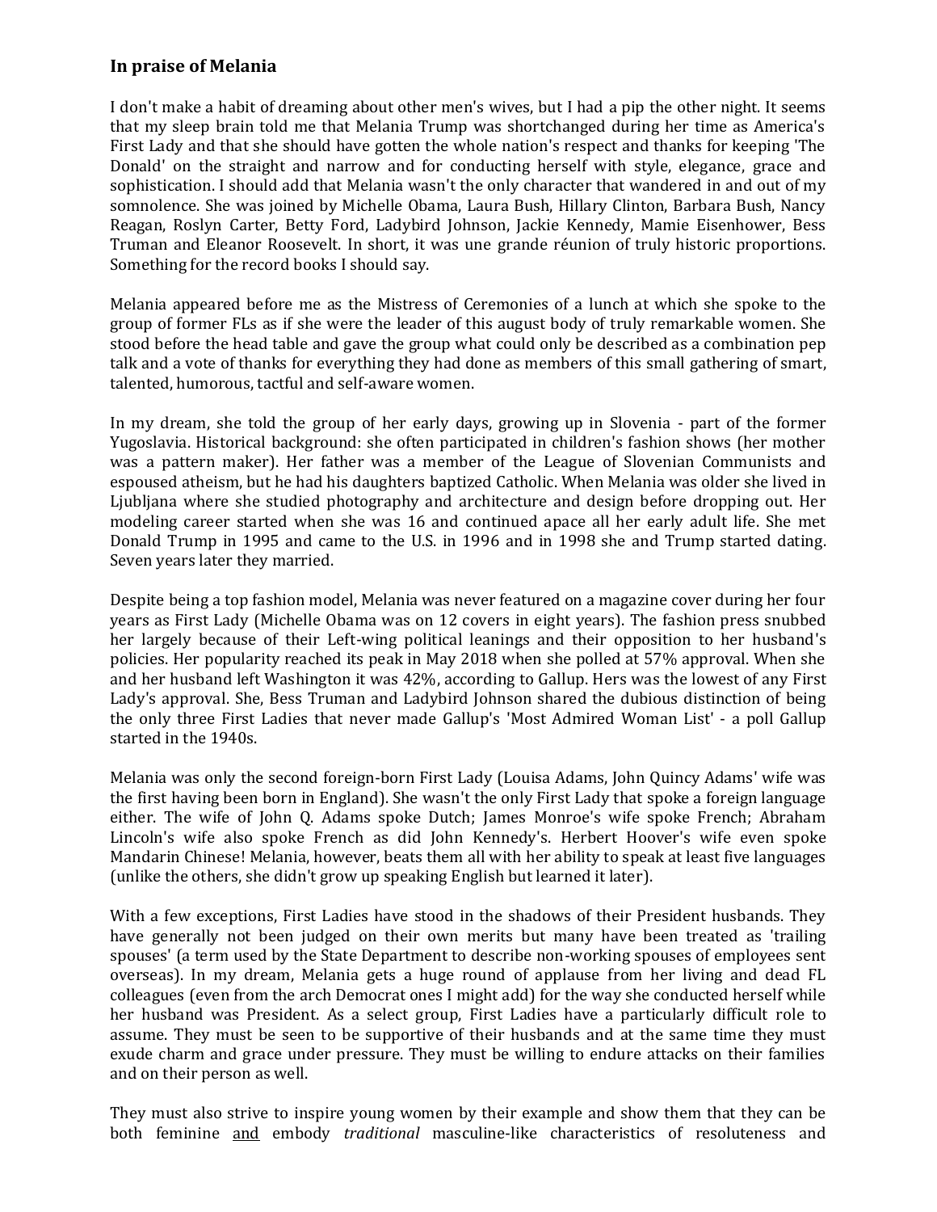### In praise of Melania

I don't make a habit of dreaming about other men's wives, but I had a pip the other night. It seems that my sleep brain told me that Melania Trump was shortchanged during her time as America's First Lady and that she should have gotten the whole nation's respect and thanks for keeping 'The Donald' on the straight and narrow and for conducting herself with style, elegance, grace and sophistication. I should add that Melania wasn't the only character that wandered in and out of my somnolence. She was joined by Michelle Obama, Laura Bush, Hillary Clinton, Barbara Bush, Nancy Reagan, Roslyn Carter, Betty Ford, Ladybird Johnson, Jackie Kennedy, Mamie Eisenhower, Bess Truman and Eleanor Roosevelt. In short, it was une grande réunion of truly historic proportions. Something for the record books I should say.

Melania appeared before me as the Mistress of Ceremonies of a lunch at which she spoke to the group of former FLs as if she were the leader of this august body of truly remarkable women. She stood before the head table and gave the group what could only be described as a combination pep talk and a vote of thanks for everything they had done as members of this small gathering of smart, talented, humorous, tactful and self-aware women.

In my dream, she told the group of her early days, growing up in Slovenia - part of the former Yugoslavia. Historical background: she often participated in children's fashion shows (her mother was a pattern maker). Her father was a member of the League of Slovenian Communists and espoused atheism, but he had his daughters baptized Catholic. When Melania was older she lived in Ljubljana where she studied photography and architecture and design before dropping out. Her modeling career started when she was 16 and continued apace all her early adult life. She met Donald Trump in 1995 and came to the U.S. in 1996 and in 1998 she and Trump started dating. Seven years later they married.

Despite being a top fashion model, Melania was never featured on a magazine cover during her four years as First Lady (Michelle Obama was on 12 covers in eight years). The fashion press snubbed her largely because of their Left-wing political leanings and their opposition to her husband's policies. Her popularity reached its peak in May 2018 when she polled at 57% approval. When she and her husband left Washington it was 42%, according to Gallup. Hers was the lowest of any First Lady's approval. She, Bess Truman and Ladybird Johnson shared the dubious distinction of being the only three First Ladies that never made Gallup's 'Most Admired Woman List' - a poll Gallup started in the 1940s.

Melania was only the second foreign-born First Lady (Louisa Adams, John Quincy Adams' wife was the first having been born in England). She wasn't the only First Lady that spoke a foreign language either. The wife of John Q. Adams spoke Dutch; James Monroe's wife spoke French; Abraham Lincoln's wife also spoke French as did John Kennedy's. Herbert Hoover's wife even spoke Mandarin Chinese! Melania, however, beats them all with her ability to speak at least five languages (unlike the others, she didn't grow up speaking English but learned it later).

With a few exceptions, First Ladies have stood in the shadows of their President husbands. They have generally not been judged on their own merits but many have been treated as 'trailing spouses' (a term used by the State Department to describe non-working spouses of employees sent overseas). In my dream, Melania gets a huge round of applause from her living and dead FL colleagues (even from the arch Democrat ones I might add) for the way she conducted herself while her husband was President. As a select group, First Ladies have a particularly difficult role to assume. They must be seen to be supportive of their husbands and at the same time they must exude charm and grace under pressure. They must be willing to endure attacks on their families and on their person as well.

They must also strive to inspire young women by their example and show them that they can be both feminine <u>and</u> embody *traditional* masculine-like characteristics of resoluteness and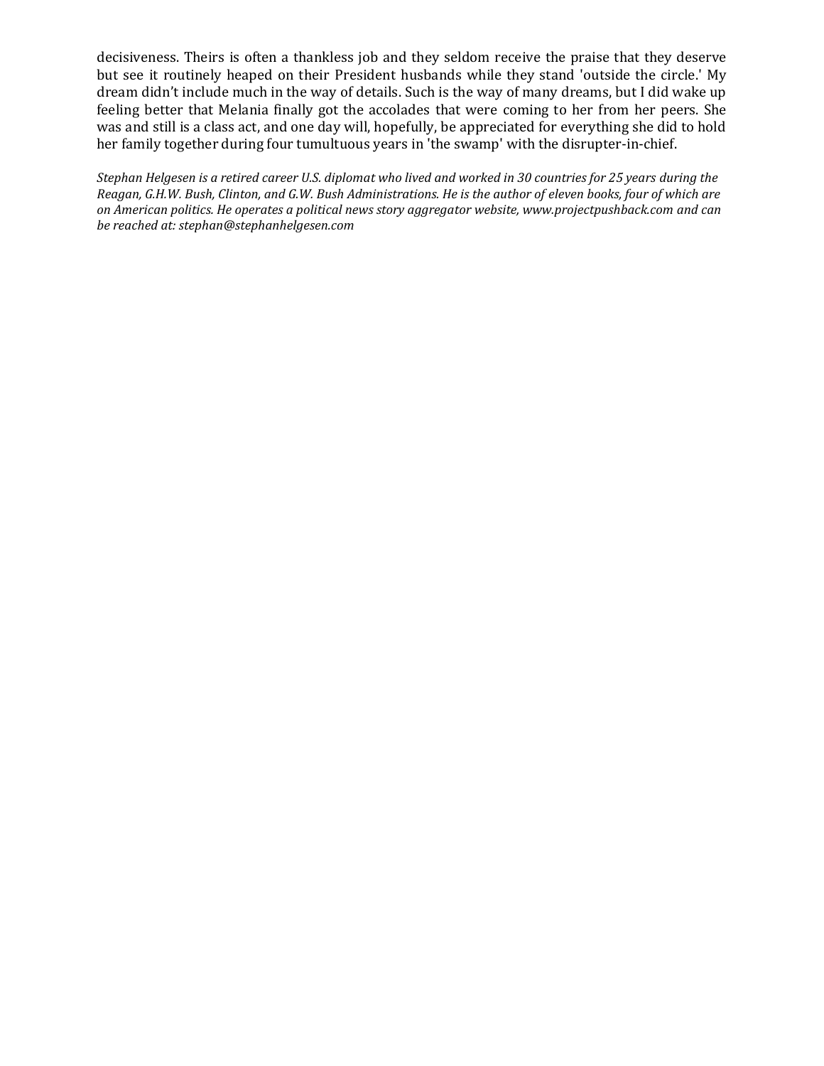decisiveness. Theirs is often a thankless job and they seldom receive the praise that they deserve but see it routinely heaped on their President husbands while they stand 'outside the circle.' My dream didn't include much in the way of details. Such is the way of many dreams, but I did wake up feeling better that Melania finally got the accolades that were coming to her from her peers. She was and still is a class act, and one day will, hopefully, be appreciated for everything she did to hold her family together during four tumultuous years in 'the swamp' with the disrupter-in-chief.

*Stephan Helgesen is a retired career U.S. diplomat who lived and worked in 30 countries for 25 years during the Reagan, G.H.W. Bush, Clinton, and G.W. Bush Administrations. He is the author of eleven books, four of which are on American politics. He operates a political news story aggregator website, www.projectpushback.com and can be reached at: stephan@stephanhelgesen.com*